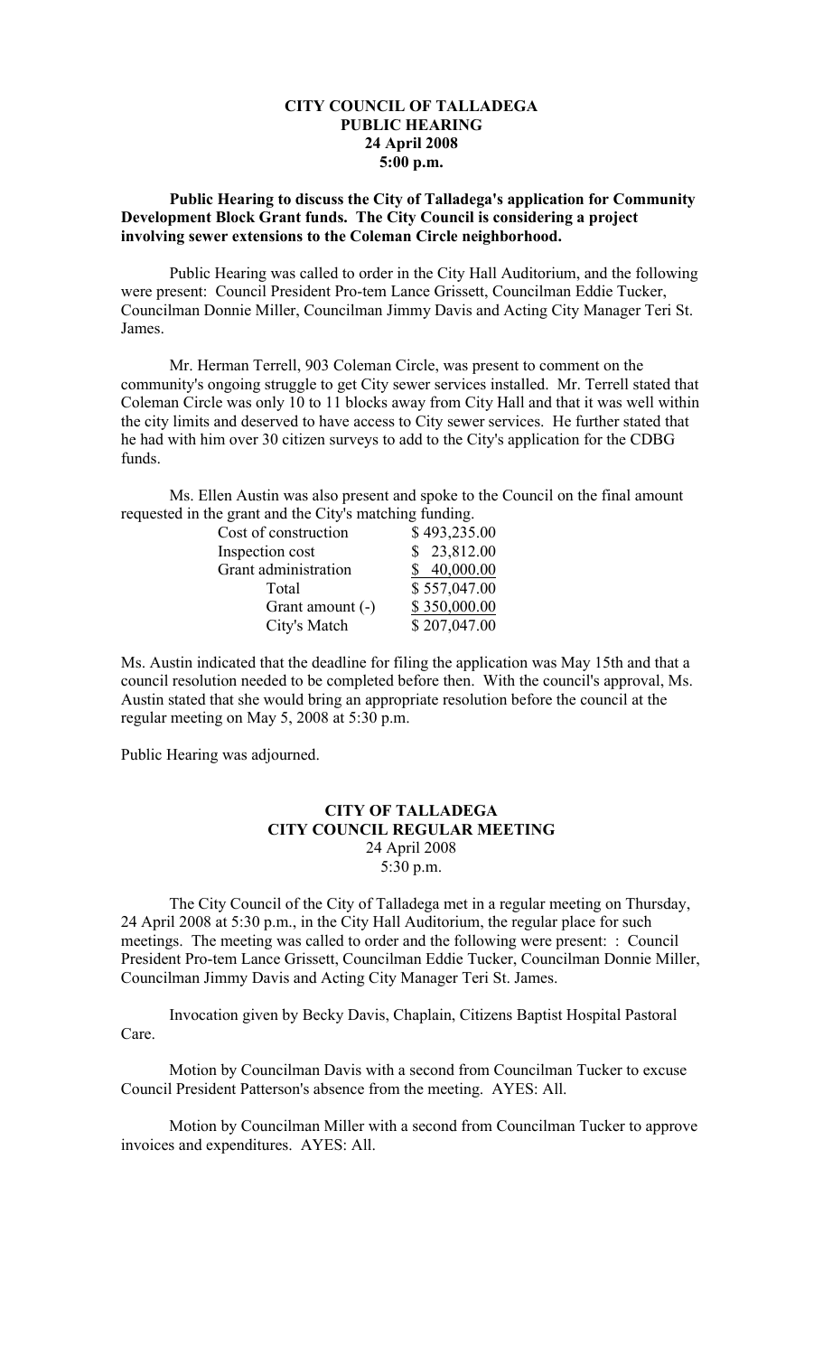# CITY COUNCIL OF TALLADEGA
## PUBLIC HEARING
## 24 April 2008
## 5:00 p.m.

**Public Hearing to discuss the City of Talladega's application for Community Development Block Grant funds. The City Council is considering a project involving sewer extensions to the Coleman Circle neighborhood.**

Public Hearing was called to order in the City Hall Auditorium, and the following were present: Council President Pro-tem Lance Grissett, Councilman Eddie Tucker, Councilman Donnie Miller, Councilman Jimmy Davis and Acting City Manager Teri St. James.

Mr. Herman Terrell, 903 Coleman Circle, was present to comment on the community's ongoing struggle to get City sewer services installed. Mr. Terrell stated that Coleman Circle was only 10 to 11 blocks away from City Hall and that it was well within the city limits and deserved to have access to City sewer services. He further stated that he had with him over 30 citizen surveys to add to the City's application for the CDBG funds.

Ms. Ellen Austin was also present and spoke to the Council on the final amount requested in the grant and the City's matching funding.

| | |
|---|---|
| Cost of construction | \$ 493,235.00 |
| Inspection cost | \$ 23,812.00 |
| Grant administration | \$ 40,000.00 |
| Total | \$ 557,047.00 |
| Grant amount (-) | \$ 350,000.00 |
| City's Match | \$ 207,047.00 |

Ms. Austin indicated that the deadline for filing the application was May 15th and that a council resolution needed to be completed before then. With the council's approval, Ms. Austin stated that she would bring an appropriate resolution before the council at the regular meeting on May 5, 2008 at 5:30 p.m.

Public Hearing was adjourned.

# CITY OF TALLADEGA
## CITY COUNCIL REGULAR MEETING
## 24 April 2008
## 5:30 p.m.

The City Council of the City of Talladega met in a regular meeting on Thursday, 24 April 2008 at 5:30 p.m., in the City Hall Auditorium, the regular place for such meetings. The meeting was called to order and the following were present: : Council President Pro-tem Lance Grissett, Councilman Eddie Tucker, Councilman Donnie Miller, Councilman Jimmy Davis and Acting City Manager Teri St. James.

Invocation given by Becky Davis, Chaplain, Citizens Baptist Hospital Pastoral Care.

Motion by Councilman Davis with a second from Councilman Tucker to excuse Council President Patterson's absence from the meeting. AYES: All.

Motion by Councilman Miller with a second from Councilman Tucker to approve invoices and expenditures. AYES: All.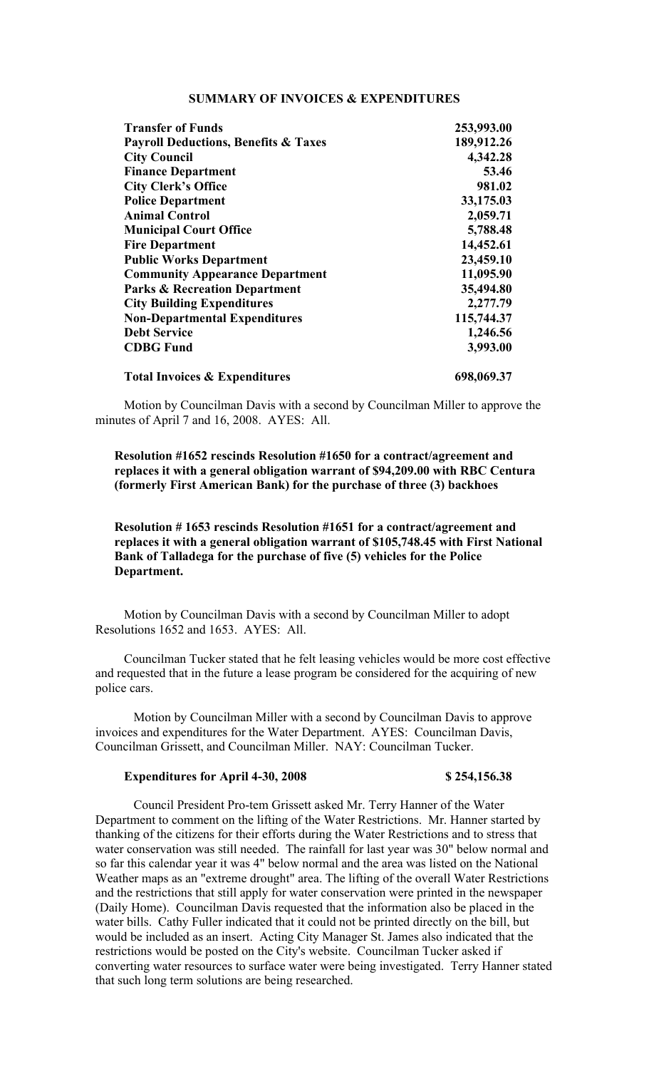## SUMMARY OF INVOICES & EXPENDITURES

| | |
|---|---|
| **Transfer of Funds** | **253,993.00** |
| **Payroll Deductions, Benefits & Taxes** | **189,912.26** |
| **City Council** | **4,342.28** |
| **Finance Department** | **53.46** |
| **City Clerk's Office** | **981.02** |
| **Police Department** | **33,175.03** |
| **Animal Control** | **2,059.71** |
| **Municipal Court Office** | **5,788.48** |
| **Fire Department** | **14,452.61** |
| **Public Works Department** | **23,459.10** |
| **Community Appearance Department** | **11,095.90** |
| **Parks & Recreation Department** | **35,494.80** |
| **City Building Expenditures** | **2,277.79** |
| **Non-Departmental Expenditures** | **115,744.37** |
| **Debt Service** | **1,246.56** |
| **CDBG Fund** | **3,993.00** |
| **Total Invoices & Expenditures** | **698,069.37** |

Motion by Councilman Davis with a second by Councilman Miller to approve the minutes of April 7 and 16, 2008. AYES: All.

**Resolution #1652 rescinds Resolution #1650 for a contract/agreement and replaces it with a general obligation warrant of $94,209.00 with RBC Centura (formerly First American Bank) for the purchase of three (3) backhoes**

**Resolution # 1653 rescinds Resolution #1651 for a contract/agreement and replaces it with a general obligation warrant of $105,748.45 with First National Bank of Talladega for the purchase of five (5) vehicles for the Police Department.**

Motion by Councilman Davis with a second by Councilman Miller to adopt Resolutions 1652 and 1653. AYES: All.

Councilman Tucker stated that he felt leasing vehicles would be more cost effective and requested that in the future a lease program be considered for the acquiring of new police cars.

Motion by Councilman Miller with a second by Councilman Davis to approve invoices and expenditures for the Water Department. AYES: Councilman Davis, Councilman Grissett, and Councilman Miller. NAY: Councilman Tucker.

**Expenditures for April 4-30, 2008 $ 254,156.38**

Council President Pro-tem Grissett asked Mr. Terry Hanner of the Water Department to comment on the lifting of the Water Restrictions. Mr. Hanner started by thanking of the citizens for their efforts during the Water Restrictions and to stress that water conservation was still needed. The rainfall for last year was 30" below normal and so far this calendar year it was 4" below normal and the area was listed on the National Weather maps as an "extreme drought" area. The lifting of the overall Water Restrictions and the restrictions that still apply for water conservation were printed in the newspaper (Daily Home). Councilman Davis requested that the information also be placed in the water bills. Cathy Fuller indicated that it could not be printed directly on the bill, but would be included as an insert. Acting City Manager St. James also indicated that the restrictions would be posted on the City's website. Councilman Tucker asked if converting water resources to surface water were being investigated. Terry Hanner stated that such long term solutions are being researched.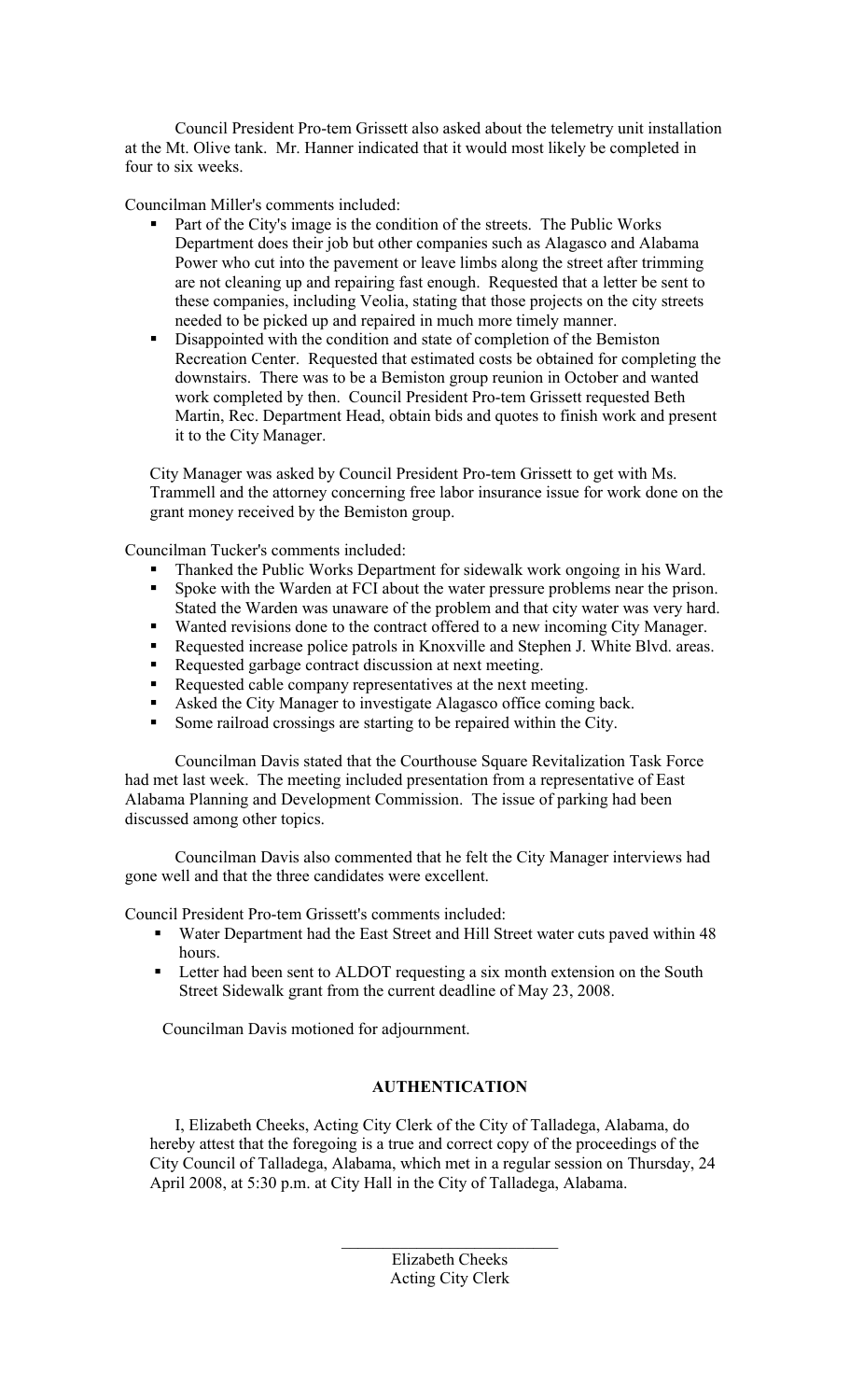Council President Pro-tem Grissett also asked about the telemetry unit installation at the Mt. Olive tank. Mr. Hanner indicated that it would most likely be completed in four to six weeks.

Councilman Miller's comments included:

- Part of the City's image is the condition of the streets. The Public Works Department does their job but other companies such as Alagasco and Alabama Power who cut into the pavement or leave limbs along the street after trimming are not cleaning up and repairing fast enough. Requested that a letter be sent to these companies, including Veolia, stating that those projects on the city streets needed to be picked up and repaired in much more timely manner.
- Disappointed with the condition and state of completion of the Bemiston Recreation Center. Requested that estimated costs be obtained for completing the downstairs. There was to be a Bemiston group reunion in October and wanted work completed by then. Council President Pro-tem Grissett requested Beth Martin, Rec. Department Head, obtain bids and quotes to finish work and present it to the City Manager.

City Manager was asked by Council President Pro-tem Grissett to get with Ms. Trammell and the attorney concerning free labor insurance issue for work done on the grant money received by the Bemiston group.

Councilman Tucker's comments included:

- Thanked the Public Works Department for sidewalk work ongoing in his Ward.
- Spoke with the Warden at FCI about the water pressure problems near the prison. Stated the Warden was unaware of the problem and that city water was very hard.
- Wanted revisions done to the contract offered to a new incoming City Manager.
- Requested increase police patrols in Knoxville and Stephen J. White Blvd. areas.
- Requested garbage contract discussion at next meeting.
- Requested cable company representatives at the next meeting.
- Asked the City Manager to investigate Alagasco office coming back.
- Some railroad crossings are starting to be repaired within the City.

Councilman Davis stated that the Courthouse Square Revitalization Task Force had met last week. The meeting included presentation from a representative of East Alabama Planning and Development Commission. The issue of parking had been discussed among other topics.

Councilman Davis also commented that he felt the City Manager interviews had gone well and that the three candidates were excellent.

Council President Pro-tem Grissett's comments included:

- Water Department had the East Street and Hill Street water cuts paved within 48 hours.
- Letter had been sent to ALDOT requesting a six month extension on the South Street Sidewalk grant from the current deadline of May 23, 2008.

Councilman Davis motioned for adjournment.

**AUTHENTICATION**

I, Elizabeth Cheeks, Acting City Clerk of the City of Talladega, Alabama, do hereby attest that the foregoing is a true and correct copy of the proceedings of the City Council of Talladega, Alabama, which met in a regular session on Thursday, 24 April 2008, at 5:30 p.m. at City Hall in the City of Talladega, Alabama.

\_\_\_\_\_\_\_\_\_\_\_\_\_\_\_\_\_\_\_\_\_\_\_\_\_\_\_\_

Elizabeth Cheeks
Acting City Clerk